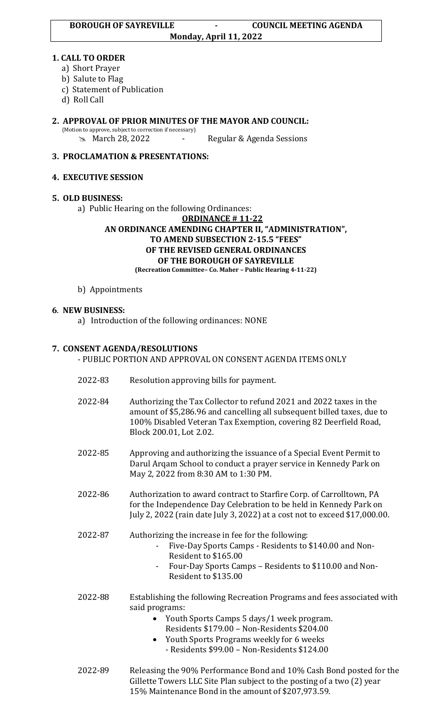**BOROUGH OF SAYREVILLE - COUNCIL MEETING AGENDA**
**Monday, April 11, 2022**

## 1. CALL TO ORDER

a) Short Prayer
b) Salute to Flag
c) Statement of Publication
d) Roll Call

## 2. APPROVAL OF PRIOR MINUTES OF THE MAYOR AND COUNCIL:

(Motion to approve, subject to correction if necessary)

- March 28, 2022 - Regular & Agenda Sessions

## 3. PROCLAMATION & PRESENTATIONS:

## 4. EXECUTIVE SESSION

## 5. OLD BUSINESS:

a) Public Hearing on the following Ordinances:

**ORDINANCE # 11-22**
**AN ORDINANCE AMENDING CHAPTER II, "ADMINISTRATION", TO AMEND SUBSECTION 2-15.5 "FEES" OF THE REVISED GENERAL ORDINANCES OF THE BOROUGH OF SAYREVILLE**
**(Recreation Committee– Co. Maher – Public Hearing 4-11-22)**

b) Appointments

## 6. NEW BUSINESS:

a) Introduction of the following ordinances: NONE

## 7. CONSENT AGENDA/RESOLUTIONS

- PUBLIC PORTION AND APPROVAL ON CONSENT AGENDA ITEMS ONLY

2022-83 Resolution approving bills for payment.

2022-84 Authorizing the Tax Collector to refund 2021 and 2022 taxes in the amount of $5,286.96 and cancelling all subsequent billed taxes, due to 100% Disabled Veteran Tax Exemption, covering 82 Deerfield Road, Block 200.01, Lot 2.02.

2022-85 Approving and authorizing the issuance of a Special Event Permit to Darul Arqam School to conduct a prayer service in Kennedy Park on May 2, 2022 from 8:30 AM to 1:30 PM.

2022-86 Authorization to award contract to Starfire Corp. of Carrolltown, PA for the Independence Day Celebration to be held in Kennedy Park on July 2, 2022 (rain date July 3, 2022) at a cost not to exceed $17,000.00.

2022-87 Authorizing the increase in fee for the following:

- Five-Day Sports Camps - Residents to $140.00 and Non-Resident to $165.00
- Four-Day Sports Camps – Residents to $110.00 and Non-Resident to $135.00

2022-88 Establishing the following Recreation Programs and fees associated with said programs:

- Youth Sports Camps 5 days/1 week program. Residents $179.00 – Non-Residents $204.00
- Youth Sports Programs weekly for 6 weeks - Residents $99.00 – Non-Residents $124.00

2022-89 Releasing the 90% Performance Bond and 10% Cash Bond posted for the Gillette Towers LLC Site Plan subject to the posting of a two (2) year 15% Maintenance Bond in the amount of $207,973.59.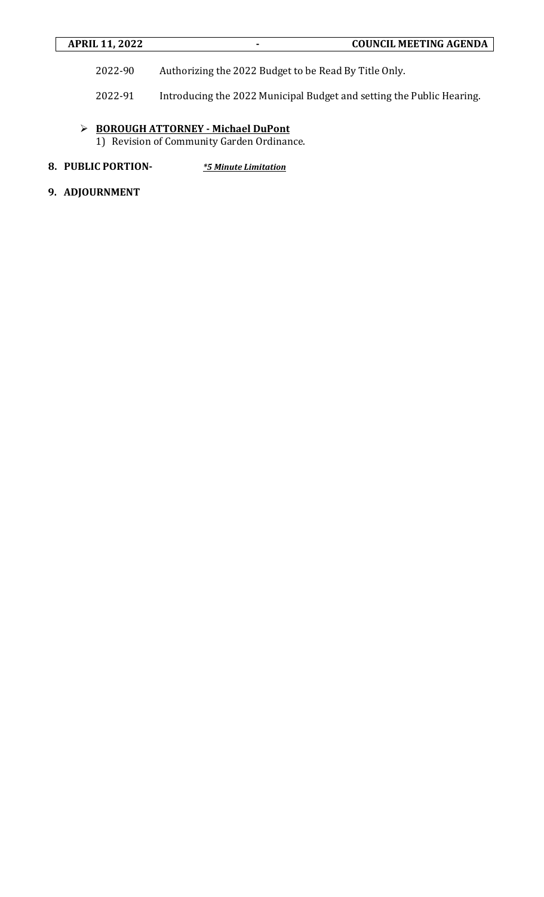2022-90 Authorizing the 2022 Budget to be Read By Title Only.

2022-91 Introducing the 2022 Municipal Budget and setting the Public Hearing.

- **BOROUGH ATTORNEY - Michael DuPont**
  1) Revision of Community Garden Ordinance.

**8. PUBLIC PORTION-** ***5 Minute Limitation***

**9. ADJOURNMENT**